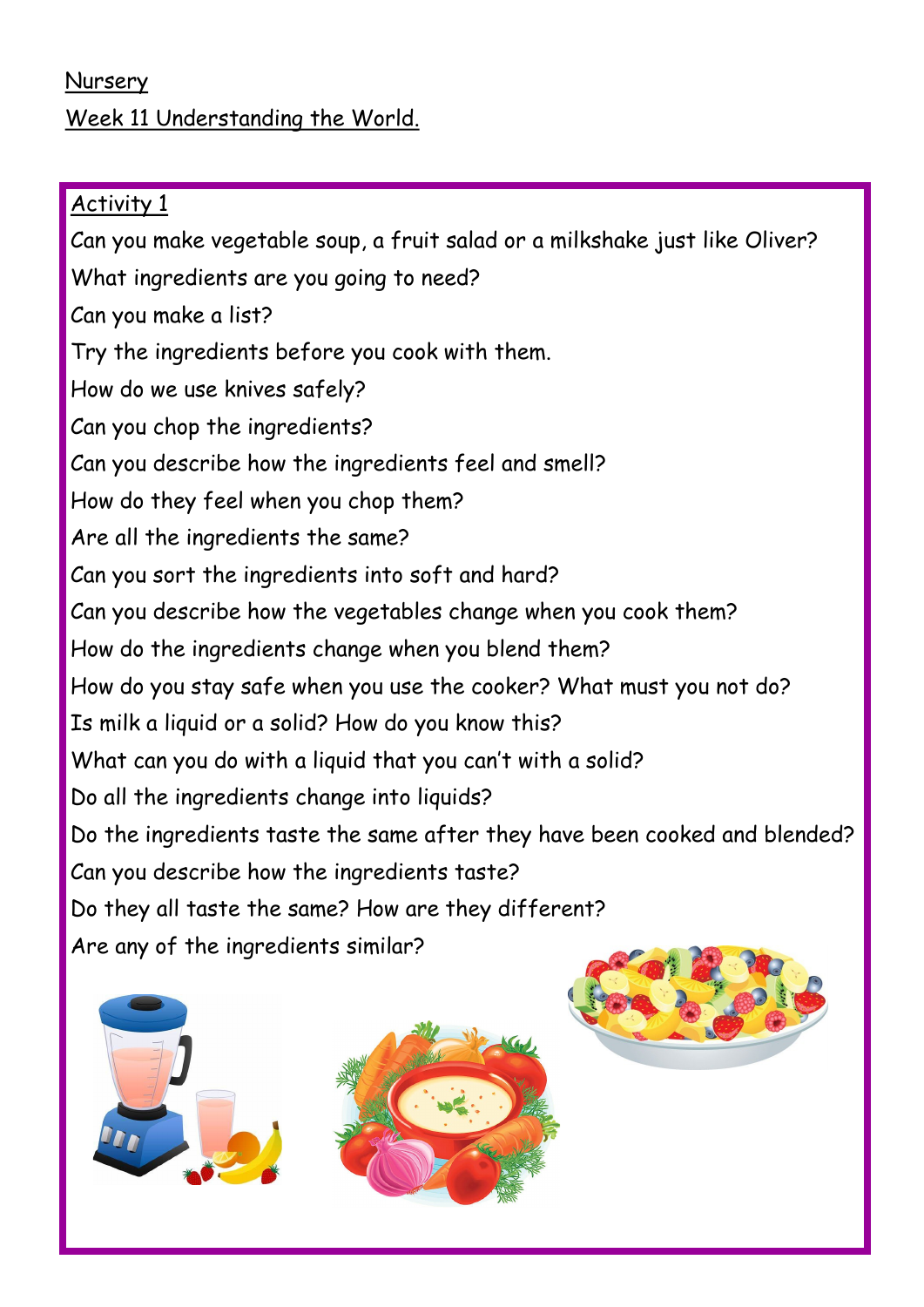Nursery

Week 11 Understanding the World.

## Activity 1

Can you make vegetable soup, a fruit salad or a milkshake just like Oliver?

What ingredients are you going to need?

Can you make a list?

Try the ingredients before you cook with them.

How do we use knives safely?

Can you chop the ingredients?

Can you describe how the ingredients feel and smell?

How do they feel when you chop them?

Are all the ingredients the same?

Can you sort the ingredients into soft and hard?

Can you describe how the vegetables change when you cook them?

How do the ingredients change when you blend them?

How do you stay safe when you use the cooker? What must you not do?

Is milk a liquid or a solid? How do you know this?

What can you do with a liquid that you can't with a solid?

Do all the ingredients change into liquids?

Do the ingredients taste the same after they have been cooked and blended?

Can you describe how the ingredients taste?

Do they all taste the same? How are they different?

Are any of the ingredients similar?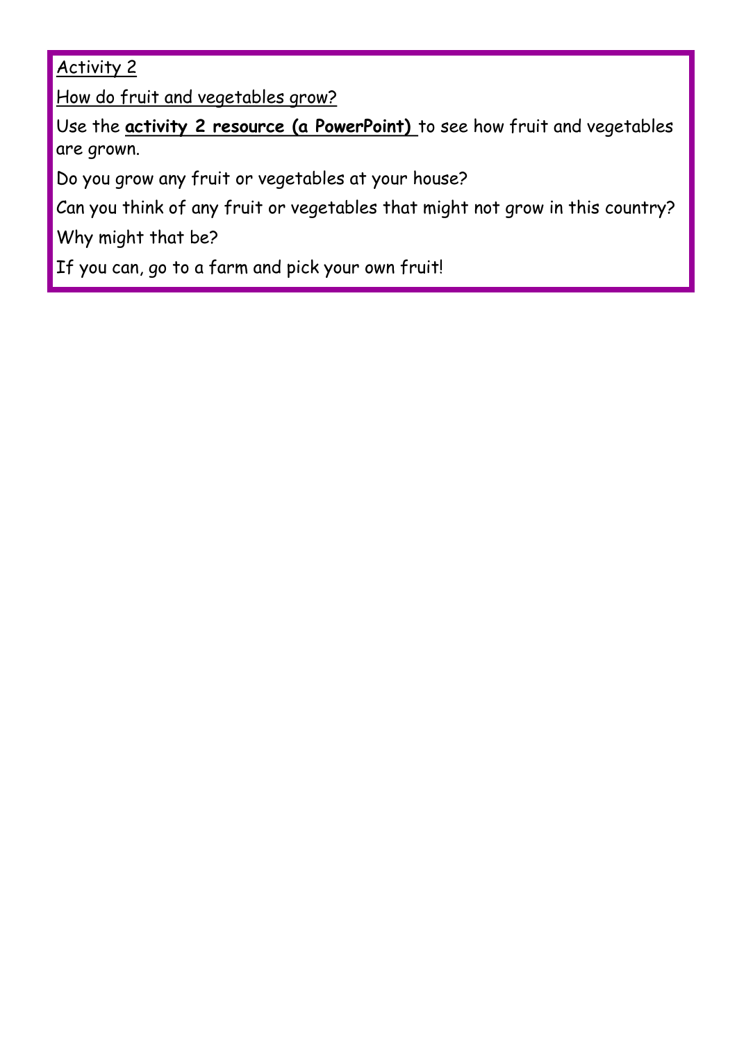Activity 2

How do fruit and vegetables grow?

Use the **activity 2 resource (a PowerPoint)** to see how fruit and vegetables are grown.

Do you grow any fruit or vegetables at your house?

Can you think of any fruit or vegetables that might not grow in this country?

Why might that be?

If you can, go to a farm and pick your own fruit!